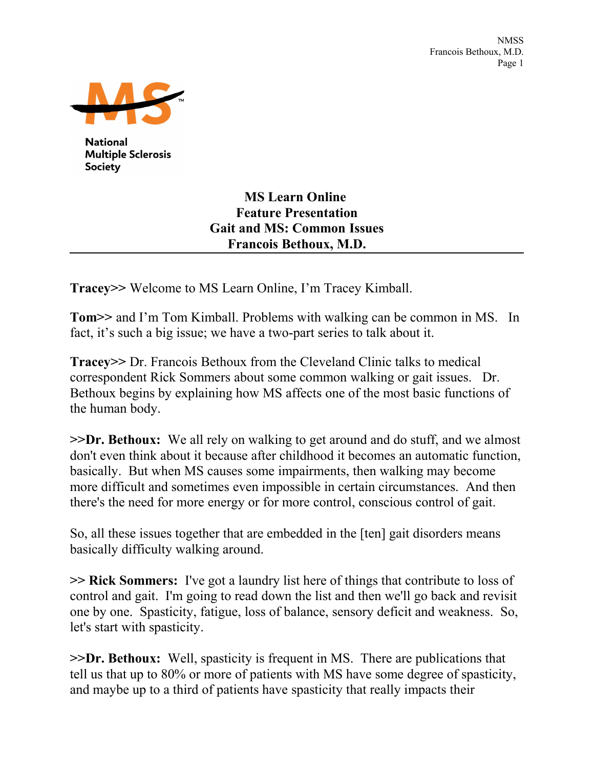National Multiple Sclerosis Society

# MS Learn Online
## Feature Presentation
## Gait and MS: Common Issues
## Francois Bethoux, M.D.

---

**Tracey>>** Welcome to MS Learn Online, I'm Tracey Kimball.

**Tom>>** and I'm Tom Kimball. Problems with walking can be common in MS. In fact, it's such a big issue; we have a two-part series to talk about it.

**Tracey>>** Dr. Francois Bethoux from the Cleveland Clinic talks to medical correspondent Rick Sommers about some common walking or gait issues. Dr. Bethoux begins by explaining how MS affects one of the most basic functions of the human body.

**>>Dr. Bethoux:** We all rely on walking to get around and do stuff, and we almost don't even think about it because after childhood it becomes an automatic function, basically. But when MS causes some impairments, then walking may become more difficult and sometimes even impossible in certain circumstances. And then there's the need for more energy or for more control, conscious control of gait.

So, all these issues together that are embedded in the [ten] gait disorders means basically difficulty walking around.

**>> Rick Sommers:** I've got a laundry list here of things that contribute to loss of control and gait. I'm going to read down the list and then we'll go back and revisit one by one. Spasticity, fatigue, loss of balance, sensory deficit and weakness. So, let's start with spasticity.

**>>Dr. Bethoux:** Well, spasticity is frequent in MS. There are publications that tell us that up to 80% or more of patients with MS have some degree of spasticity, and maybe up to a third of patients have spasticity that really impacts their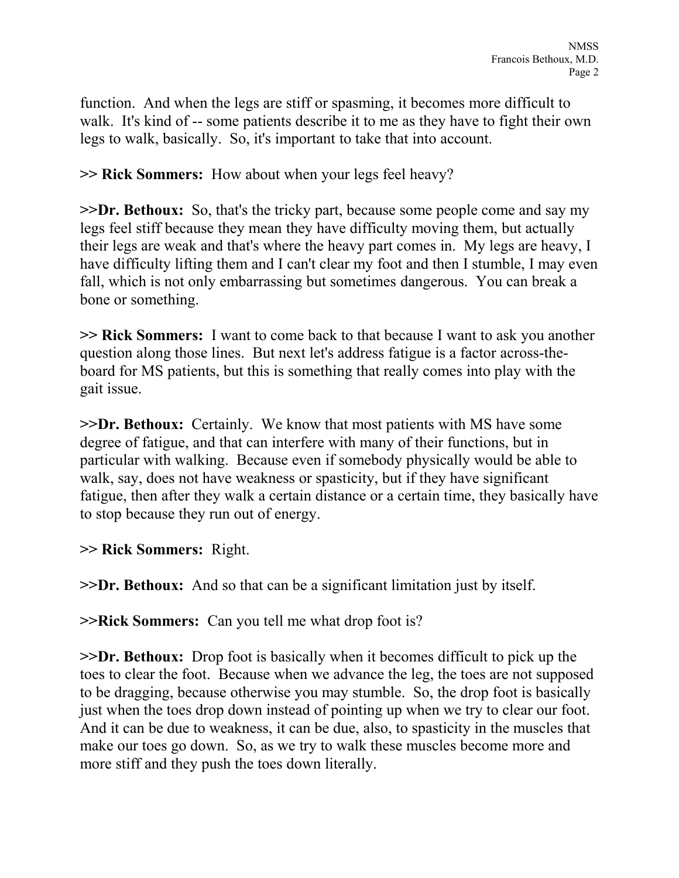function. And when the legs are stiff or spasming, it becomes more difficult to walk. It's kind of -- some patients describe it to me as they have to fight their own legs to walk, basically. So, it's important to take that into account.

>> **Rick Sommers:** How about when your legs feel heavy?

>>**Dr. Bethoux:** So, that's the tricky part, because some people come and say my legs feel stiff because they mean they have difficulty moving them, but actually their legs are weak and that's where the heavy part comes in. My legs are heavy, I have difficulty lifting them and I can't clear my foot and then I stumble, I may even fall, which is not only embarrassing but sometimes dangerous. You can break a bone or something.

>> **Rick Sommers:** I want to come back to that because I want to ask you another question along those lines. But next let's address fatigue is a factor across-the-board for MS patients, but this is something that really comes into play with the gait issue.

>>**Dr. Bethoux:** Certainly. We know that most patients with MS have some degree of fatigue, and that can interfere with many of their functions, but in particular with walking. Because even if somebody physically would be able to walk, say, does not have weakness or spasticity, but if they have significant fatigue, then after they walk a certain distance or a certain time, they basically have to stop because they run out of energy.

>> **Rick Sommers:** Right.

>>**Dr. Bethoux:** And so that can be a significant limitation just by itself.

>>**Rick Sommers:** Can you tell me what drop foot is?

>>**Dr. Bethoux:** Drop foot is basically when it becomes difficult to pick up the toes to clear the foot. Because when we advance the leg, the toes are not supposed to be dragging, because otherwise you may stumble. So, the drop foot is basically just when the toes drop down instead of pointing up when we try to clear our foot. And it can be due to weakness, it can be due, also, to spasticity in the muscles that make our toes go down. So, as we try to walk these muscles become more and more stiff and they push the toes down literally.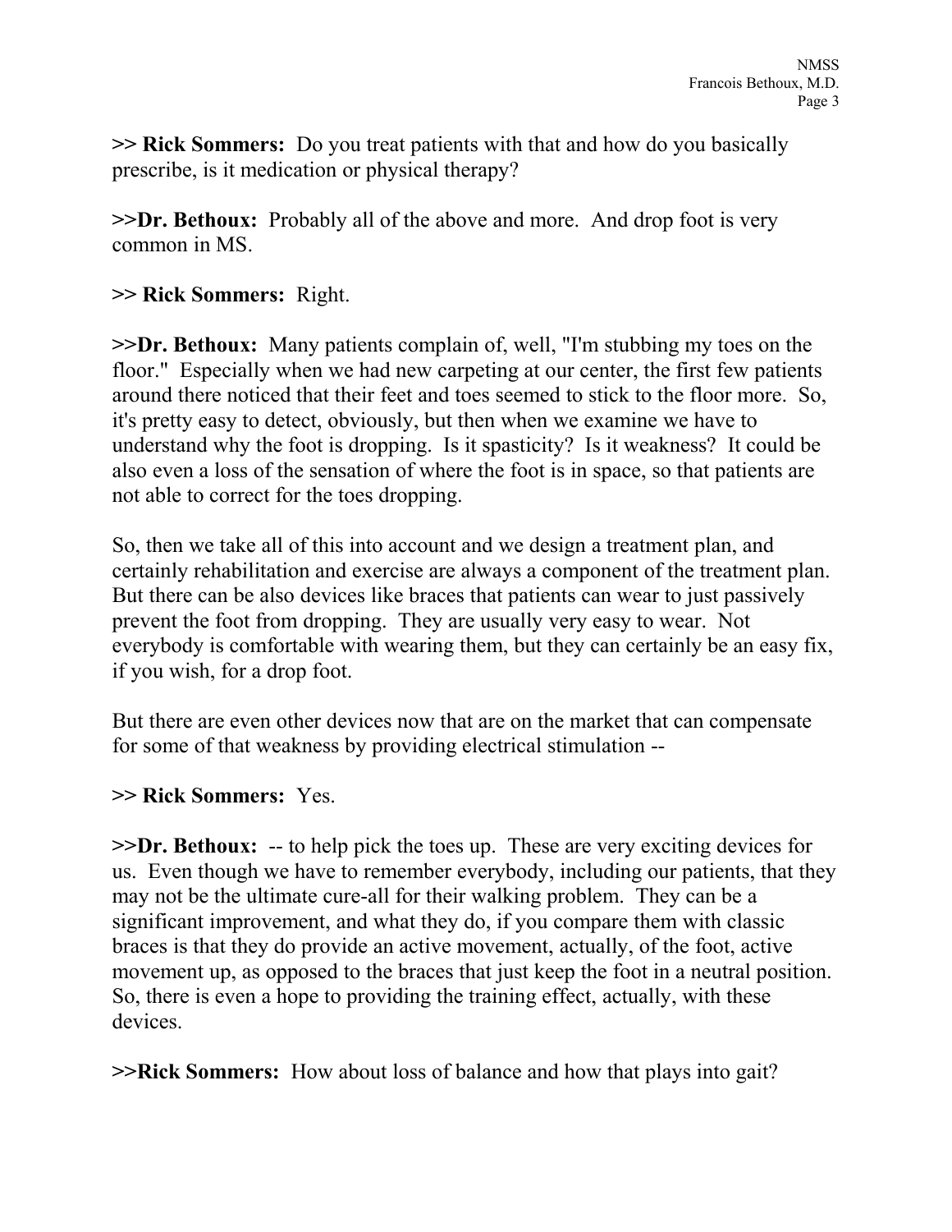**>> Rick Sommers:** Do you treat patients with that and how do you basically prescribe, is it medication or physical therapy?

**>>Dr. Bethoux:** Probably all of the above and more. And drop foot is very common in MS.

**>> Rick Sommers:** Right.

**>>Dr. Bethoux:** Many patients complain of, well, "I'm stubbing my toes on the floor." Especially when we had new carpeting at our center, the first few patients around there noticed that their feet and toes seemed to stick to the floor more. So, it's pretty easy to detect, obviously, but then when we examine we have to understand why the foot is dropping. Is it spasticity? Is it weakness? It could be also even a loss of the sensation of where the foot is in space, so that patients are not able to correct for the toes dropping.

So, then we take all of this into account and we design a treatment plan, and certainly rehabilitation and exercise are always a component of the treatment plan. But there can be also devices like braces that patients can wear to just passively prevent the foot from dropping. They are usually very easy to wear. Not everybody is comfortable with wearing them, but they can certainly be an easy fix, if you wish, for a drop foot.

But there are even other devices now that are on the market that can compensate for some of that weakness by providing electrical stimulation --

**>> Rick Sommers:** Yes.

**>>Dr. Bethoux:** -- to help pick the toes up. These are very exciting devices for us. Even though we have to remember everybody, including our patients, that they may not be the ultimate cure-all for their walking problem. They can be a significant improvement, and what they do, if you compare them with classic braces is that they do provide an active movement, actually, of the foot, active movement up, as opposed to the braces that just keep the foot in a neutral position. So, there is even a hope to providing the training effect, actually, with these devices.

**>>Rick Sommers:** How about loss of balance and how that plays into gait?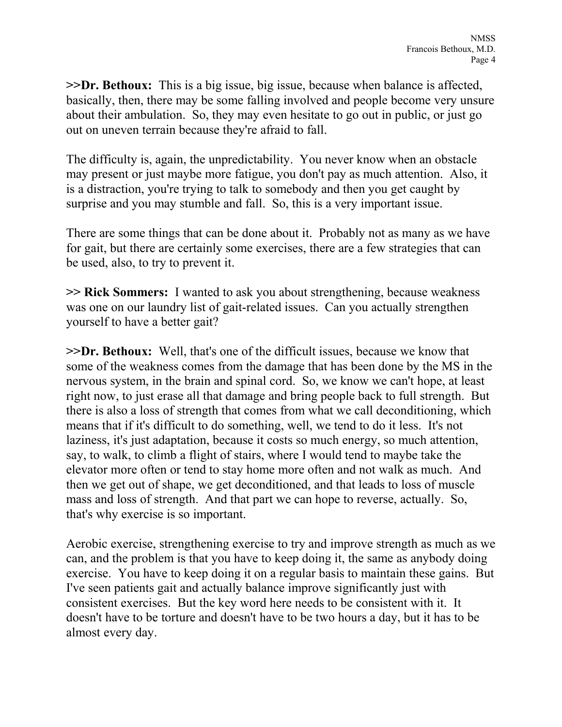**>>Dr. Bethoux:** This is a big issue, big issue, because when balance is affected, basically, then, there may be some falling involved and people become very unsure about their ambulation. So, they may even hesitate to go out in public, or just go out on uneven terrain because they're afraid to fall.

The difficulty is, again, the unpredictability. You never know when an obstacle may present or just maybe more fatigue, you don't pay as much attention. Also, it is a distraction, you're trying to talk to somebody and then you get caught by surprise and you may stumble and fall. So, this is a very important issue.

There are some things that can be done about it. Probably not as many as we have for gait, but there are certainly some exercises, there are a few strategies that can be used, also, to try to prevent it.

**>> Rick Sommers:** I wanted to ask you about strengthening, because weakness was one on our laundry list of gait-related issues. Can you actually strengthen yourself to have a better gait?

**>>Dr. Bethoux:** Well, that's one of the difficult issues, because we know that some of the weakness comes from the damage that has been done by the MS in the nervous system, in the brain and spinal cord. So, we know we can't hope, at least right now, to just erase all that damage and bring people back to full strength. But there is also a loss of strength that comes from what we call deconditioning, which means that if it's difficult to do something, well, we tend to do it less. It's not laziness, it's just adaptation, because it costs so much energy, so much attention, say, to walk, to climb a flight of stairs, where I would tend to maybe take the elevator more often or tend to stay home more often and not walk as much. And then we get out of shape, we get deconditioned, and that leads to loss of muscle mass and loss of strength. And that part we can hope to reverse, actually. So, that's why exercise is so important.

Aerobic exercise, strengthening exercise to try and improve strength as much as we can, and the problem is that you have to keep doing it, the same as anybody doing exercise. You have to keep doing it on a regular basis to maintain these gains. But I've seen patients gait and actually balance improve significantly just with consistent exercises. But the key word here needs to be consistent with it. It doesn't have to be torture and doesn't have to be two hours a day, but it has to be almost every day.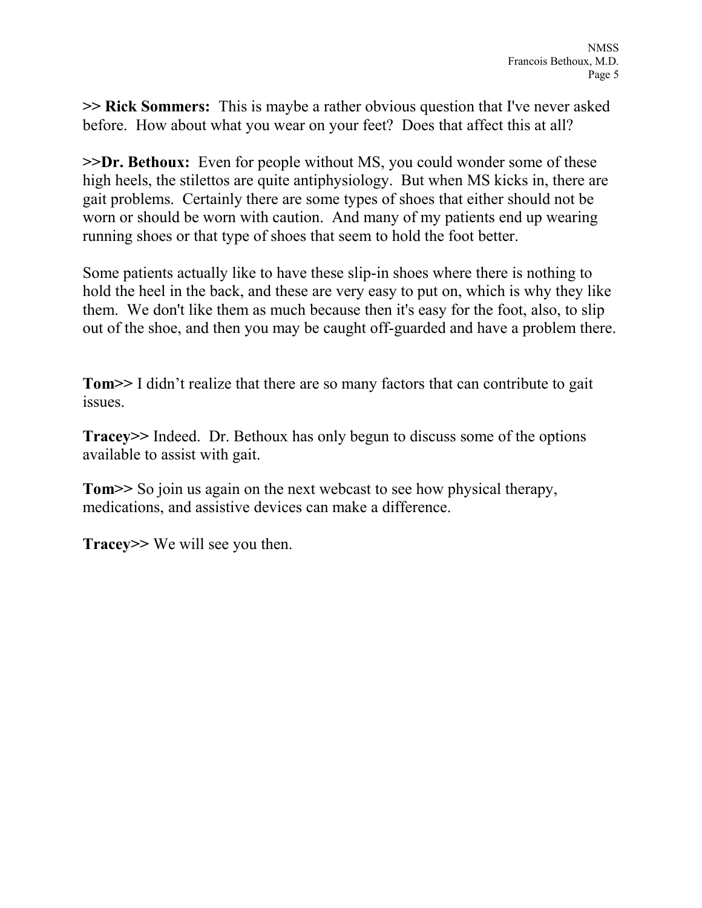**>> Rick Sommers:** This is maybe a rather obvious question that I've never asked before. How about what you wear on your feet? Does that affect this at all?

**>>Dr. Bethoux:** Even for people without MS, you could wonder some of these high heels, the stilettos are quite antiphysiology. But when MS kicks in, there are gait problems. Certainly there are some types of shoes that either should not be worn or should be worn with caution. And many of my patients end up wearing running shoes or that type of shoes that seem to hold the foot better.

Some patients actually like to have these slip-in shoes where there is nothing to hold the heel in the back, and these are very easy to put on, which is why they like them. We don't like them as much because then it's easy for the foot, also, to slip out of the shoe, and then you may be caught off-guarded and have a problem there.

**Tom>>** I didn't realize that there are so many factors that can contribute to gait issues.

**Tracey>>** Indeed. Dr. Bethoux has only begun to discuss some of the options available to assist with gait.

**Tom>>** So join us again on the next webcast to see how physical therapy, medications, and assistive devices can make a difference.

**Tracey>>** We will see you then.